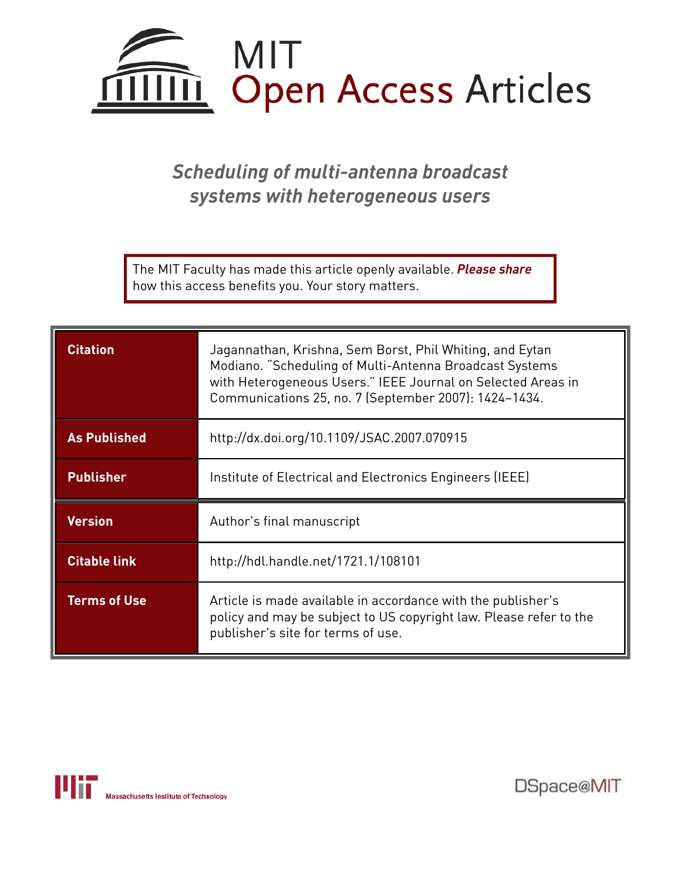# MIT Open Access Articles

## *Scheduling of multi-antenna broadcast systems with heterogeneous users*

The MIT Faculty has made this article openly available. ***Please share*** how this access benefits you. Your story matters.

| | |
|---|---|
| **Citation** | Jagannathan, Krishna, Sem Borst, Phil Whiting, and Eytan Modiano. "Scheduling of Multi-Antenna Broadcast Systems with Heterogeneous Users." IEEE Journal on Selected Areas in Communications 25, no. 7 (September 2007): 1424–1434. |
| **As Published** | http://dx.doi.org/10.1109/JSAC.2007.070915 |
| **Publisher** | Institute of Electrical and Electronics Engineers (IEEE) |
| **Version** | Author's final manuscript |
| **Citable link** | http://hdl.handle.net/1721.1/108101 |
| **Terms of Use** | Article is made available in accordance with the publisher's policy and may be subject to US copyright law. Please refer to the publisher's site for terms of use. |

Massachusetts Institute of Technology

DSpace@MIT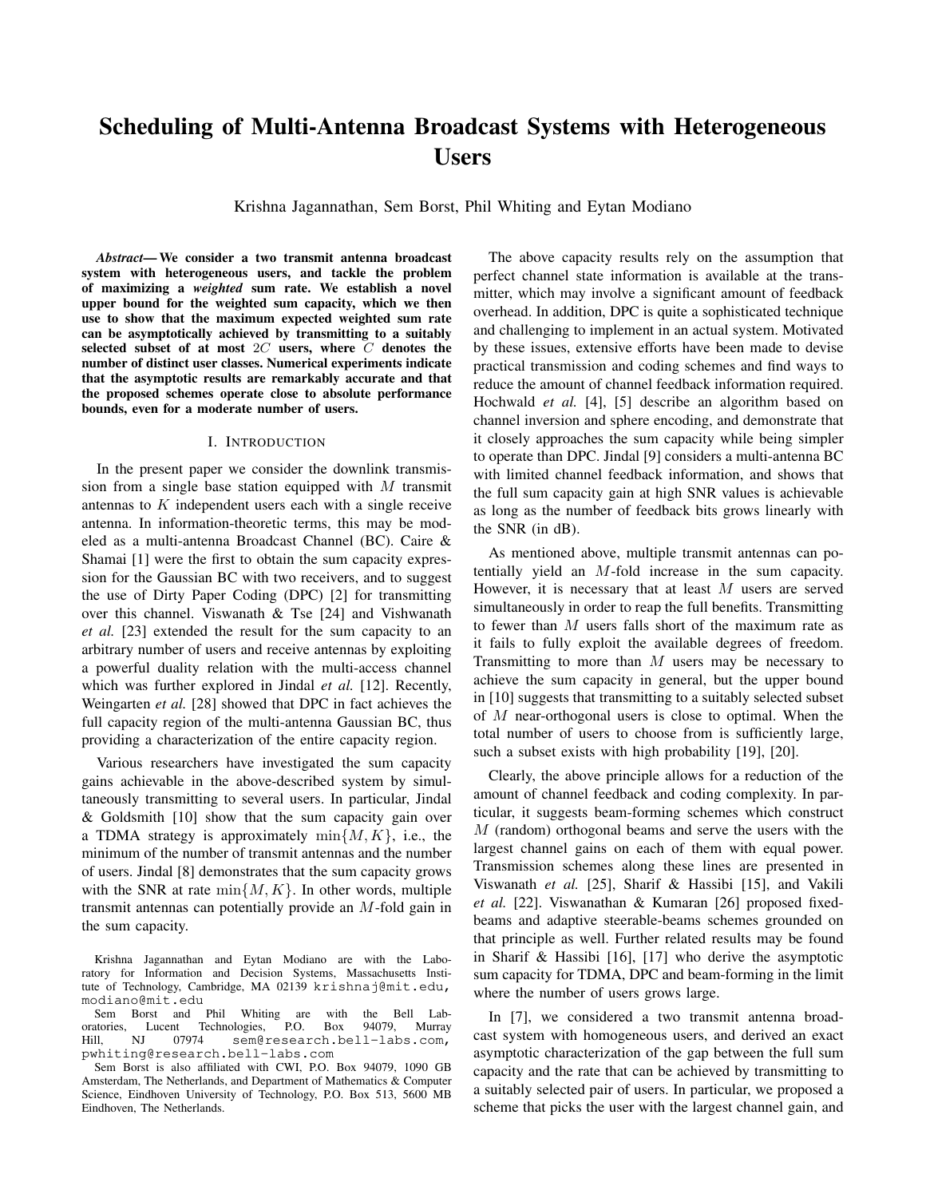# Scheduling of Multi-Antenna Broadcast Systems with Heterogeneous Users

Krishna Jagannathan, Sem Borst, Phil Whiting and Eytan Modiano

***Abstract*— We consider a two transmit antenna broadcast system with heterogeneous users, and tackle the problem of maximizing a *weighted* sum rate. We establish a novel upper bound for the weighted sum capacity, which we then use to show that the maximum expected weighted sum rate can be asymptotically achieved by transmitting to a suitably selected subset of at most $2C$ users, where $C$ denotes the number of distinct user classes. Numerical experiments indicate that the asymptotic results are remarkably accurate and that the proposed schemes operate close to absolute performance bounds, even for a moderate number of users.**

## I. Introduction

In the present paper we consider the downlink transmission from a single base station equipped with $M$ transmit antennas to $K$ independent users each with a single receive antenna. In information-theoretic terms, this may be modeled as a multi-antenna Broadcast Channel (BC). Caire & Shamai [1] were the first to obtain the sum capacity expression for the Gaussian BC with two receivers, and to suggest the use of Dirty Paper Coding (DPC) [2] for transmitting over this channel. Viswanath & Tse [24] and Vishwanath *et al.* [23] extended the result for the sum capacity to an arbitrary number of users and receive antennas by exploiting a powerful duality relation with the multi-access channel which was further explored in Jindal *et al.* [12]. Recently, Weingarten *et al.* [28] showed that DPC in fact achieves the full capacity region of the multi-antenna Gaussian BC, thus providing a characterization of the entire capacity region.

Various researchers have investigated the sum capacity gains achievable in the above-described system by simultaneously transmitting to several users. In particular, Jindal & Goldsmith [10] show that the sum capacity gain over a TDMA strategy is approximately $\min\{M, K\}$, i.e., the minimum of the number of transmit antennas and the number of users. Jindal [8] demonstrates that the sum capacity grows with the SNR at rate $\min\{M, K\}$. In other words, multiple transmit antennas can potentially provide an $M$-fold gain in the sum capacity.

Krishna Jagannathan and Eytan Modiano are with the Laboratory for Information and Decision Systems, Massachusetts Institute of Technology, Cambridge, MA 02139 krishnaj@mit.edu, modiano@mit.edu

Sem Borst and Phil Whiting are with the Bell Laboratories, Lucent Technologies, P.O. Box 94079, Murray Hill, NJ 07974 sem@research.bell-labs.com, pwhiting@research.bell-labs.com

Sem Borst is also affiliated with CWI, P.O. Box 94079, 1090 GB Amsterdam, The Netherlands, and Department of Mathematics & Computer Science, Eindhoven University of Technology, P.O. Box 513, 5600 MB Eindhoven, The Netherlands.

The above capacity results rely on the assumption that perfect channel state information is available at the transmitter, which may involve a significant amount of feedback overhead. In addition, DPC is quite a sophisticated technique and challenging to implement in an actual system. Motivated by these issues, extensive efforts have been made to devise practical transmission and coding schemes and find ways to reduce the amount of channel feedback information required. Hochwald *et al.* [4], [5] describe an algorithm based on channel inversion and sphere encoding, and demonstrate that it closely approaches the sum capacity while being simpler to operate than DPC. Jindal [9] considers a multi-antenna BC with limited channel feedback information, and shows that the full sum capacity gain at high SNR values is achievable as long as the number of feedback bits grows linearly with the SNR (in dB).

As mentioned above, multiple transmit antennas can potentially yield an $M$-fold increase in the sum capacity. However, it is necessary that at least $M$ users are served simultaneously in order to reap the full benefits. Transmitting to fewer than $M$ users falls short of the maximum rate as it fails to fully exploit the available degrees of freedom. Transmitting to more than $M$ users may be necessary to achieve the sum capacity in general, but the upper bound in [10] suggests that transmitting to a suitably selected subset of $M$ near-orthogonal users is close to optimal. When the total number of users to choose from is sufficiently large, such a subset exists with high probability [19], [20].

Clearly, the above principle allows for a reduction of the amount of channel feedback and coding complexity. In particular, it suggests beam-forming schemes which construct $M$ (random) orthogonal beams and serve the users with the largest channel gains on each of them with equal power. Transmission schemes along these lines are presented in Viswanath *et al.* [25], Sharif & Hassibi [15], and Vakili *et al.* [22]. Viswanathan & Kumaran [26] proposed fixed-beams and adaptive steerable-beams schemes grounded on that principle as well. Further related results may be found in Sharif & Hassibi [16], [17] who derive the asymptotic sum capacity for TDMA, DPC and beam-forming in the limit where the number of users grows large.

In [7], we considered a two transmit antenna broadcast system with homogeneous users, and derived an exact asymptotic characterization of the gap between the full sum capacity and the rate that can be achieved by transmitting to a suitably selected pair of users. In particular, we proposed a scheme that picks the user with the largest channel gain, and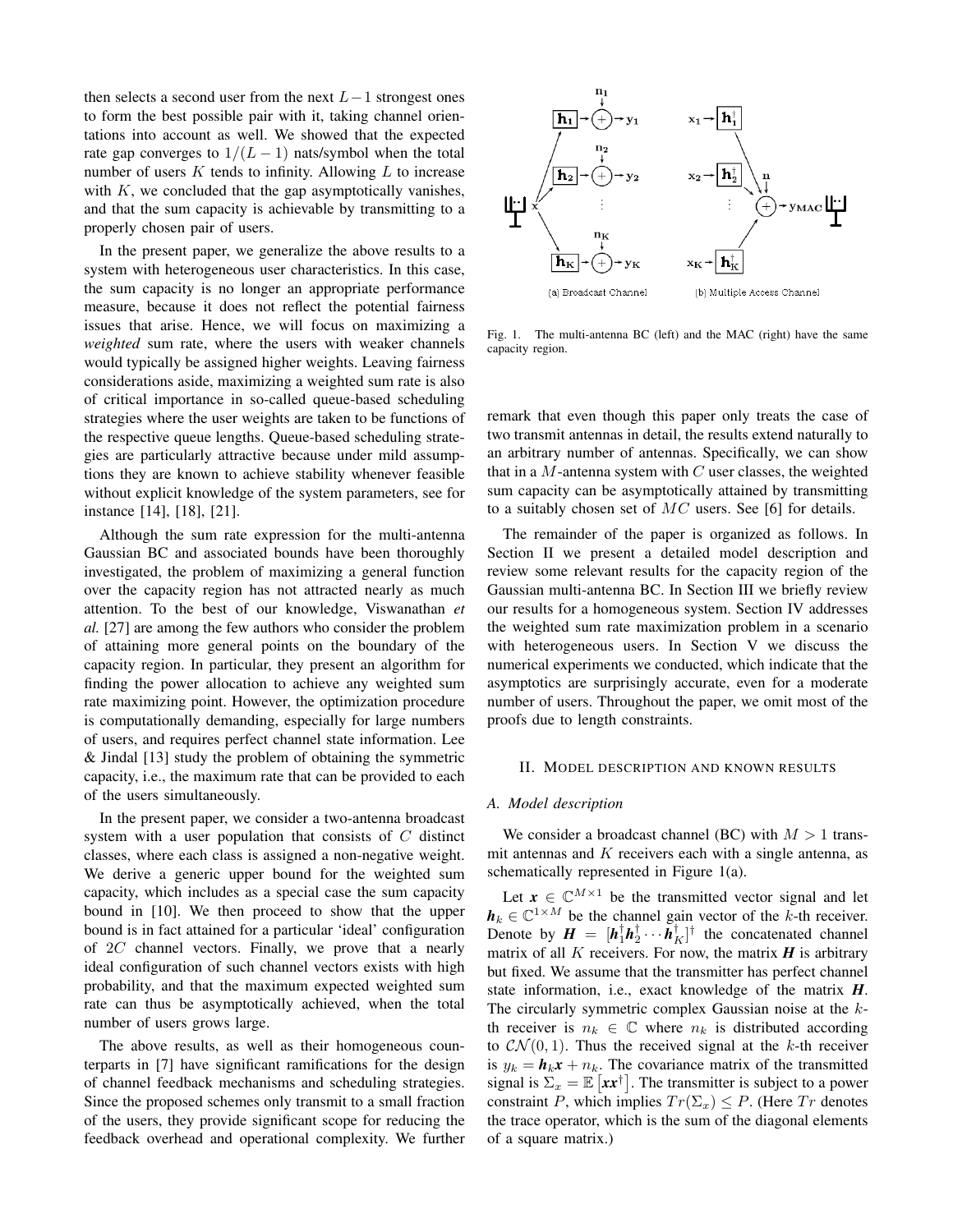then selects a second user from the next $L-1$ strongest ones to form the best possible pair with it, taking channel orientations into account as well. We showed that the expected rate gap converges to $1/(L-1)$ nats/symbol when the total number of users $K$ tends to infinity. Allowing $L$ to increase with $K$, we concluded that the gap asymptotically vanishes, and that the sum capacity is achievable by transmitting to a properly chosen pair of users.

In the present paper, we generalize the above results to a system with heterogeneous user characteristics. In this case, the sum capacity is no longer an appropriate performance measure, because it does not reflect the potential fairness issues that arise. Hence, we will focus on maximizing a *weighted* sum rate, where the users with weaker channels would typically be assigned higher weights. Leaving fairness considerations aside, maximizing a weighted sum rate is also of critical importance in so-called queue-based scheduling strategies where the user weights are taken to be functions of the respective queue lengths. Queue-based scheduling strategies are particularly attractive because under mild assumptions they are known to achieve stability whenever feasible without explicit knowledge of the system parameters, see for instance [14], [18], [21].

Although the sum rate expression for the multi-antenna Gaussian BC and associated bounds have been thoroughly investigated, the problem of maximizing a general function over the capacity region has not attracted nearly as much attention. To the best of our knowledge, Viswanathan *et al.* [27] are among the few authors who consider the problem of attaining more general points on the boundary of the capacity region. In particular, they present an algorithm for finding the power allocation to achieve any weighted sum rate maximizing point. However, the optimization procedure is computationally demanding, especially for large numbers of users, and requires perfect channel state information. Lee & Jindal [13] study the problem of obtaining the symmetric capacity, i.e., the maximum rate that can be provided to each of the users simultaneously.

In the present paper, we consider a two-antenna broadcast system with a user population that consists of $C$ distinct classes, where each class is assigned a non-negative weight. We derive a generic upper bound for the weighted sum capacity, which includes as a special case the sum capacity bound in [10]. We then proceed to show that the upper bound is in fact attained for a particular 'ideal' configuration of $2C$ channel vectors. Finally, we prove that a nearly ideal configuration of such channel vectors exists with high probability, and that the maximum expected weighted sum rate can thus be asymptotically achieved, when the total number of users grows large.

The above results, as well as their homogeneous counterparts in [7] have significant ramifications for the design of channel feedback mechanisms and scheduling strategies. Since the proposed schemes only transmit to a small fraction of the users, they provide significant scope for reducing the feedback overhead and operational complexity. We further remark that even though this paper only treats the case of two transmit antennas in detail, the results extend naturally to an arbitrary number of antennas. Specifically, we can show that in a $M$-antenna system with $C$ user classes, the weighted sum capacity can be asymptotically attained by transmitting to a suitably chosen set of $MC$ users. See [6] for details.

Fig. 1. The multi-antenna BC (left) and the MAC (right) have the same capacity region.

The remainder of the paper is organized as follows. In Section II we present a detailed model description and review some relevant results for the capacity region of the Gaussian multi-antenna BC. In Section III we briefly review our results for a homogeneous system. Section IV addresses the weighted sum rate maximization problem in a scenario with heterogeneous users. In Section V we discuss the numerical experiments we conducted, which indicate that the asymptotics are surprisingly accurate, even for a moderate number of users. Throughout the paper, we omit most of the proofs due to length constraints.

## II. Model description and known results

### A. Model description

We consider a broadcast channel (BC) with $M > 1$ transmit antennas and $K$ receivers each with a single antenna, as schematically represented in Figure 1(a).

Let $\boldsymbol{x} \in \mathbb{C}^{M\times 1}$ be the transmitted vector signal and let $\boldsymbol{h}_k \in \mathbb{C}^{1\times M}$ be the channel gain vector of the $k$-th receiver. Denote by $\boldsymbol{H} = [\boldsymbol{h}_1^\dagger \boldsymbol{h}_2^\dagger \cdots \boldsymbol{h}_K^\dagger]^\dagger$ the concatenated channel matrix of all $K$ receivers. For now, the matrix $\boldsymbol{H}$ is arbitrary but fixed. We assume that the transmitter has perfect channel state information, i.e., exact knowledge of the matrix $\boldsymbol{H}$. The circularly symmetric complex Gaussian noise at the $k$-th receiver is $n_k \in \mathbb{C}$ where $n_k$ is distributed according to $\mathcal{CN}(0,1)$. Thus the received signal at the $k$-th receiver is $y_k = \boldsymbol{h}_k\boldsymbol{x} + n_k$. The covariance matrix of the transmitted signal is $\Sigma_x = \mathbb{E}\left[\boldsymbol{x}\boldsymbol{x}^\dagger\right]$. The transmitter is subject to a power constraint $P$, which implies $Tr(\Sigma_x) \leq P$. (Here $Tr$ denotes the trace operator, which is the sum of the diagonal elements of a square matrix.)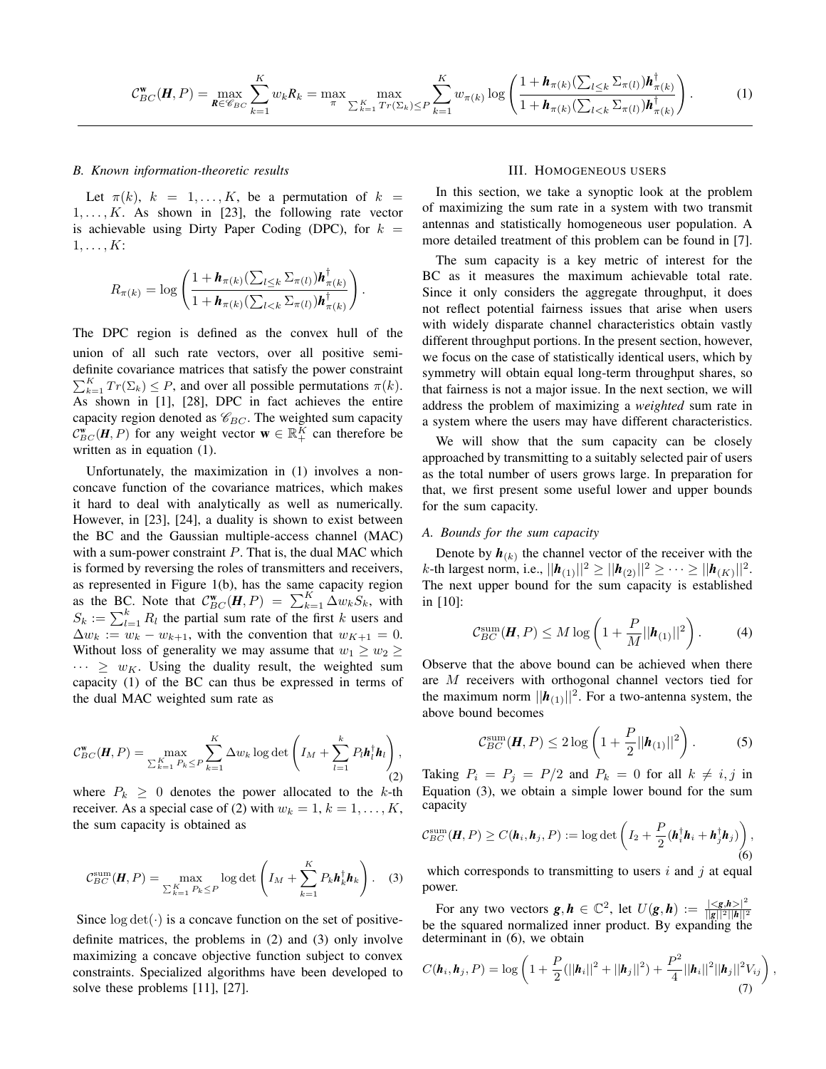$$\mathcal{C}_{BC}^{\mathbf{w}}(\boldsymbol{H}, P) = \max_{\boldsymbol{R} \in \mathscr{C}_{BC}} \sum_{k=1}^{K} w_k R_k = \max_{\pi} \max_{\sum_{k=1}^{K} Tr(\Sigma_k) \leq P} \sum_{k=1}^{K} w_{\pi(k)} \log \left( \frac{1 + \boldsymbol{h}_{\pi(k)} (\sum_{l \leq k} \Sigma_{\pi(l)}) \boldsymbol{h}_{\pi(k)}^{\dagger}}{1 + \boldsymbol{h}_{\pi(k)} (\sum_{l < k} \Sigma_{\pi(l)}) \boldsymbol{h}_{\pi(k)}^{\dagger}} \right). \quad (1)$$

### B. Known information-theoretic results

Let $\pi(k)$, $k = 1, \ldots, K$, be a permutation of $k = 1, \ldots, K$. As shown in [23], the following rate vector is achievable using Dirty Paper Coding (DPC), for $k = 1, \ldots, K$:

$$R_{\pi(k)} = \log \left( \frac{1 + \boldsymbol{h}_{\pi(k)} (\sum_{l \leq k} \Sigma_{\pi(l)}) \boldsymbol{h}_{\pi(k)}^{\dagger}}{1 + \boldsymbol{h}_{\pi(k)} (\sum_{l < k} \Sigma_{\pi(l)}) \boldsymbol{h}_{\pi(k)}^{\dagger}} \right).$$

The DPC region is defined as the convex hull of the union of all such rate vectors, over all positive semi-definite covariance matrices that satisfy the power constraint $\sum_{k=1}^{K} Tr(\Sigma_k) \leq P$, and over all possible permutations $\pi(k)$. As shown in [1], [28], DPC in fact achieves the entire capacity region denoted as $\mathscr{C}_{BC}$. The weighted sum capacity $\mathcal{C}_{BC}^{\mathbf{w}}(\boldsymbol{H}, P)$ for any weight vector $\mathbf{w} \in \mathbb{R}_{+}^{K}$ can therefore be written as in equation (1).

Unfortunately, the maximization in (1) involves a non-concave function of the covariance matrices, which makes it hard to deal with analytically as well as numerically. However, in [23], [24], a duality is shown to exist between the BC and the Gaussian multiple-access channel (MAC) with a sum-power constraint $P$. That is, the dual MAC which is formed by reversing the roles of transmitters and receivers, as represented in Figure 1(b), has the same capacity region as the BC. Note that $\mathcal{C}_{BC}^{\mathbf{w}}(\boldsymbol{H}, P) = \sum_{k=1}^{K} \Delta w_k S_k$, with $S_k := \sum_{l=1}^{k} R_l$ the partial sum rate of the first $k$ users and $\Delta w_k := w_k - w_{k+1}$, with the convention that $w_{K+1} = 0$. Without loss of generality we may assume that $w_1 \geq w_2 \geq \cdots \geq w_K$. Using the duality result, the weighted sum capacity (1) of the BC can thus be expressed in terms of the dual MAC weighted sum rate as

$$\mathcal{C}_{BC}^{\mathbf{w}}(\boldsymbol{H}, P) = \max_{\sum_{k=1}^{K} P_k \leq P} \sum_{k=1}^{K} \Delta w_k \log \det \left( I_M + \sum_{l=1}^{k} P_l \boldsymbol{h}_l^{\dagger} \boldsymbol{h}_l \right), \quad (2)$$

where $P_k \geq 0$ denotes the power allocated to the $k$-th receiver. As a special case of (2) with $w_k = 1$, $k = 1, \ldots, K$, the sum capacity is obtained as

$$\mathcal{C}_{BC}^{\mathrm{sum}}(\boldsymbol{H}, P) = \max_{\sum_{k=1}^{K} P_k \leq P} \log \det \left( I_M + \sum_{k=1}^{K} P_k \boldsymbol{h}_k^{\dagger} \boldsymbol{h}_k \right). \quad (3)$$

Since $\log \det(\cdot)$ is a concave function on the set of positive-definite matrices, the problems in (2) and (3) only involve maximizing a concave objective function subject to convex constraints. Specialized algorithms have been developed to solve these problems [11], [27].

## III. Homogeneous users

In this section, we take a synoptic look at the problem of maximizing the sum rate in a system with two transmit antennas and statistically homogeneous user population. A more detailed treatment of this problem can be found in [7].

The sum capacity is a key metric of interest for the BC as it measures the maximum achievable total rate. Since it only considers the aggregate throughput, it does not reflect potential fairness issues that arise when users with widely disparate channel characteristics obtain vastly different throughput portions. In the present section, however, we focus on the case of statistically identical users, which by symmetry will obtain equal long-term throughput shares, so that fairness is not a major issue. In the next section, we will address the problem of maximizing a *weighted* sum rate in a system where the users may have different characteristics.

We will show that the sum capacity can be closely approached by transmitting to a suitably selected pair of users as the total number of users grows large. In preparation for that, we first present some useful lower and upper bounds for the sum capacity.

### A. Bounds for the sum capacity

Denote by $\boldsymbol{h}_{(k)}$ the channel vector of the receiver with the $k$-th largest norm, i.e., $||\boldsymbol{h}_{(1)}||^2 \geq ||\boldsymbol{h}_{(2)}||^2 \geq \cdots \geq ||\boldsymbol{h}_{(K)}||^2$. The next upper bound for the sum capacity is established in [10]:

$$\mathcal{C}_{BC}^{\mathrm{sum}}(\boldsymbol{H}, P) \leq M \log \left( 1 + \frac{P}{M} ||\boldsymbol{h}_{(1)}||^2 \right). \quad (4)$$

Observe that the above bound can be achieved when there are $M$ receivers with orthogonal channel vectors tied for the maximum norm $||\boldsymbol{h}_{(1)}||^2$. For a two-antenna system, the above bound becomes

$$\mathcal{C}_{BC}^{\mathrm{sum}}(\boldsymbol{H}, P) \leq 2 \log \left( 1 + \frac{P}{2} ||\boldsymbol{h}_{(1)}||^2 \right). \quad (5)$$

Taking $P_i = P_j = P/2$ and $P_k = 0$ for all $k \neq i, j$ in Equation (3), we obtain a simple lower bound for the sum capacity

$$\mathcal{C}_{BC}^{\mathrm{sum}}(\boldsymbol{H}, P) \geq C(\boldsymbol{h}_i, \boldsymbol{h}_j, P) := \log \det \left( I_2 + \frac{P}{2} (\boldsymbol{h}_i^{\dagger} \boldsymbol{h}_i + \boldsymbol{h}_j^{\dagger} \boldsymbol{h}_j) \right), \quad (6)$$

which corresponds to transmitting to users $i$ and $j$ at equal power.

For any two vectors $\boldsymbol{g}, \boldsymbol{h} \in \mathbb{C}^2$, let $U(\boldsymbol{g}, \boldsymbol{h}) := \frac{|<\boldsymbol{g}, \boldsymbol{h}>|^2}{||\boldsymbol{g}||^2 ||\boldsymbol{h}||^2}$ be the squared normalized inner product. By expanding the determinant in (6), we obtain

$$C(\boldsymbol{h}_i, \boldsymbol{h}_j, P) = \log \left( 1 + \frac{P}{2} (||\boldsymbol{h}_i||^2 + ||\boldsymbol{h}_j||^2) + \frac{P^2}{4} ||\boldsymbol{h}_i||^2 ||\boldsymbol{h}_j||^2 V_{ij} \right), \quad (7)$$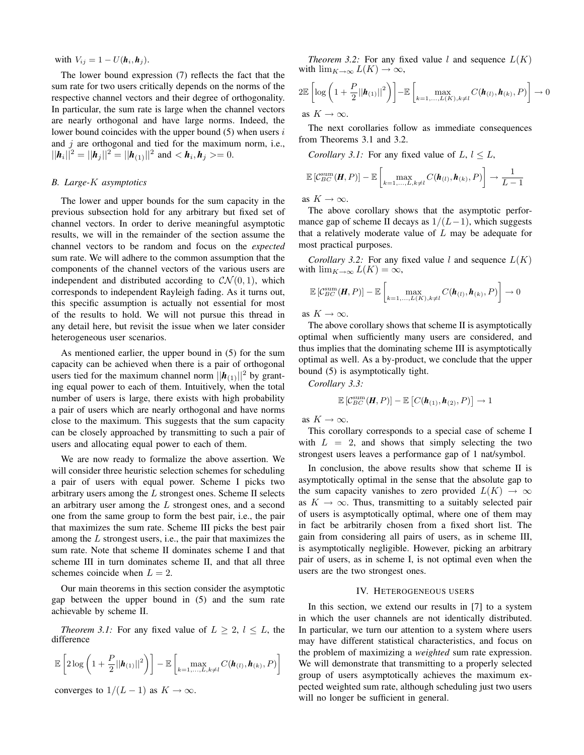with $V_{ij} = 1 - U(\boldsymbol{h}_i, \boldsymbol{h}_j)$.

The lower bound expression (7) reflects the fact that the sum rate for two users critically depends on the norms of the respective channel vectors and their degree of orthogonality. In particular, the sum rate is large when the channel vectors are nearly orthogonal and have large norms. Indeed, the lower bound coincides with the upper bound (5) when users $i$ and $j$ are orthogonal and tied for the maximum norm, i.e., $||\boldsymbol{h}_i||^2 = ||\boldsymbol{h}_j||^2 = ||\boldsymbol{h}_{(1)}||^2$ and $<\boldsymbol{h}_i, \boldsymbol{h}_j> = 0$.

### B. Large-$K$ asymptotics

The lower and upper bounds for the sum capacity in the previous subsection hold for any arbitrary but fixed set of channel vectors. In order to derive meaningful asymptotic results, we will in the remainder of the section assume the channel vectors to be random and focus on the *expected* sum rate. We will adhere to the common assumption that the components of the channel vectors of the various users are independent and distributed according to $\mathcal{CN}(0,1)$, which corresponds to independent Rayleigh fading. As it turns out, this specific assumption is actually not essential for most of the results to hold. We will not pursue this thread in any detail here, but revisit the issue when we later consider heterogeneous user scenarios.

As mentioned earlier, the upper bound in (5) for the sum capacity can be achieved when there is a pair of orthogonal users tied for the maximum channel norm $||\boldsymbol{h}_{(1)}||^2$ by granting equal power to each of them. Intuitively, when the total number of users is large, there exists with high probability a pair of users which are nearly orthogonal and have norms close to the maximum. This suggests that the sum capacity can be closely approached by transmitting to such a pair of users and allocating equal power to each of them.

We are now ready to formalize the above assertion. We will consider three heuristic selection schemes for scheduling a pair of users with equal power. Scheme I picks two arbitrary users among the $L$ strongest ones. Scheme II selects an arbitrary user among the $L$ strongest ones, and a second one from the same group to form the best pair, i.e., the pair that maximizes the sum rate. Scheme III picks the best pair among the $L$ strongest users, i.e., the pair that maximizes the sum rate. Note that scheme II dominates scheme I and that scheme III in turn dominates scheme II, and that all three schemes coincide when $L = 2$.

Our main theorems in this section consider the asymptotic gap between the upper bound in (5) and the sum rate achievable by scheme II.

*Theorem 3.1:* For any fixed value of $L \geq 2$, $l \leq L$, the difference

$$\mathbb{E}\left[2\log\left(1 + \frac{P}{2}||\boldsymbol{h}_{(1)}||^2\right)\right] - \mathbb{E}\left[\max_{k=1,\ldots,L,k\neq l} C(\boldsymbol{h}_{(l)}, \boldsymbol{h}_{(k)}, P)\right]$$

converges to $1/(L-1)$ as $K \to \infty$.

*Theorem 3.2:* For any fixed value $l$ and sequence $L(K)$ with $\lim_{K\to\infty} L(K) \to \infty$,

$$2\mathbb{E}\left[\log\left(1 + \frac{P}{2}||\boldsymbol{h}_{(1)}||^2\right)\right] - \mathbb{E}\left[\max_{k=1,\ldots,L(K),k\neq l} C(\boldsymbol{h}_{(l)}, \boldsymbol{h}_{(k)}, P)\right] \to 0$$

as $K \to \infty$.

The next corollaries follow as immediate consequences from Theorems 3.1 and 3.2.

*Corollary 3.1:* For any fixed value of $L$, $l \leq L$,

$$\mathbb{E}\left[\mathcal{C}_{BC}^{\text{sum}}(\boldsymbol{H}, P)\right] - \mathbb{E}\left[\max_{k=1,\ldots,L,k\neq l} C(\boldsymbol{h}_{(l)}, \boldsymbol{h}_{(k)}, P)\right] \to \frac{1}{L-1}$$

as $K \to \infty$.

The above corollary shows that the asymptotic performance gap of scheme II decays as $1/(L-1)$, which suggests that a relatively moderate value of $L$ may be adequate for most practical purposes.

*Corollary 3.2:* For any fixed value $l$ and sequence $L(K)$ with $\lim_{K\to\infty} L(K) = \infty$,

$$\mathbb{E}\left[\mathcal{C}_{BC}^{\text{sum}}(\boldsymbol{H}, P)\right] - \mathbb{E}\left[\max_{k=1,\ldots,L(K),k\neq l} C(\boldsymbol{h}_{(l)}, \boldsymbol{h}_{(k)}, P)\right] \to 0$$

as $K \to \infty$.

The above corollary shows that scheme II is asymptotically optimal when sufficiently many users are considered, and thus implies that the dominating scheme III is asymptotically optimal as well. As a by-product, we conclude that the upper bound (5) is asymptotically tight.

*Corollary 3.3:*

$$\mathbb{E}\left[\mathcal{C}_{BC}^{\text{sum}}(\boldsymbol{H}, P)\right] - \mathbb{E}\left[C(\boldsymbol{h}_{(1)}, \boldsymbol{h}_{(2)}, P)\right] \to 1$$

as $K \to \infty$.

This corollary corresponds to a special case of scheme I with $L = 2$, and shows that simply selecting the two strongest users leaves a performance gap of 1 nat/symbol.

In conclusion, the above results show that scheme II is asymptotically optimal in the sense that the absolute gap to the sum capacity vanishes to zero provided $L(K) \to \infty$ as $K \to \infty$. Thus, transmitting to a suitably selected pair of users is asymptotically optimal, where one of them may in fact be arbitrarily chosen from a fixed short list. The gain from considering all pairs of users, as in scheme III, is asymptotically negligible. However, picking an arbitrary pair of users, as in scheme I, is not optimal even when the users are the two strongest ones.

## IV. Heterogeneous users

In this section, we extend our results in [7] to a system in which the user channels are not identically distributed. In particular, we turn our attention to a system where users may have different statistical characteristics, and focus on the problem of maximizing a *weighted* sum rate expression. We will demonstrate that transmitting to a properly selected group of users asymptotically achieves the maximum expected weighted sum rate, although scheduling just two users will no longer be sufficient in general.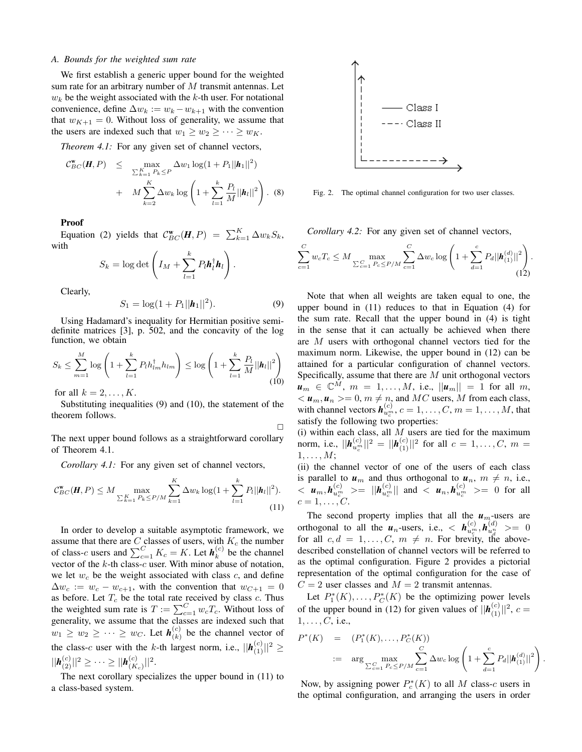### A. Bounds for the weighted sum rate

We first establish a generic upper bound for the weighted sum rate for an arbitrary number of $M$ transmit antennas. Let $w_k$ be the weight associated with the $k$-th user. For notational convenience, define $\Delta w_k := w_k - w_{k+1}$ with the convention that $w_{K+1} = 0$. Without loss of generality, we assume that the users are indexed such that $w_1 \geq w_2 \geq \cdots \geq w_K$.

*Theorem 4.1:* For any given set of channel vectors,

$$\mathcal{C}_{BC}^{\mathbf{w}}(\boldsymbol{H}, P) \leq \max_{\sum_{k=1}^K P_k \leq P} \Delta w_1 \log(1 + P_1 ||\boldsymbol{h}_1||^2) + M \sum_{k=2}^{K} \Delta w_k \log\left(1 + \sum_{l=1}^{k} \frac{P_l}{M} ||\boldsymbol{h}_l||^2\right). \quad (8)$$

**Proof**

Equation (2) yields that $\mathcal{C}_{BC}^{\mathbf{w}}(\boldsymbol{H}, P) = \sum_{k=1}^{K} \Delta w_k S_k$, with

$$S_k = \log\det\left(I_M + \sum_{l=1}^{k} P_l \boldsymbol{h}_l^\dagger \boldsymbol{h}_l\right).$$

Clearly,

$$S_1 = \log(1 + P_1 ||\boldsymbol{h}_1||^2). \quad (9)$$

Using Hadamard's inequality for Hermitian positive semi-definite matrices [3], p. 502, and the concavity of the log function, we obtain

$$S_k \leq \sum_{m=1}^{M} \log\left(1 + \sum_{l=1}^{k} P_l h_{lm}^\dagger h_{lm}\right) \leq \log\left(1 + \sum_{l=1}^{k} \frac{P_l}{M} ||\boldsymbol{h}_l||^2\right) \quad (10)$$

for all $k = 2, \ldots, K$.

Substituting inequalities (9) and (10), the statement of the theorem follows.

□

The next upper bound follows as a straightforward corollary of Theorem 4.1.

*Corollary 4.1:* For any given set of channel vectors,

$$\mathcal{C}_{BC}^{\mathbf{w}}(\boldsymbol{H}, P) \leq M \max_{\sum_{k=1}^K P_k \leq P/M} \sum_{k=1}^{K} \Delta w_k \log(1 + \sum_{l=1}^{k} P_l ||\boldsymbol{h}_l||^2). \quad (11)$$

In order to develop a suitable asymptotic framework, we assume that there are $C$ classes of users, with $K_c$ the number of class-$c$ users and $\sum_{c=1}^{C} K_c = K$. Let $\boldsymbol{h}_k^{(c)}$ be the channel vector of the $k$-th class-$c$ user. With minor abuse of notation, we let $w_c$ be the weight associated with class $c$, and define $\Delta w_c := w_c - w_{c+1}$, with the convention that $w_{C+1} = 0$ as before. Let $T_c$ be the total rate received by class $c$. Thus the weighted sum rate is $T := \sum_{c=1}^{C} w_c T_c$. Without loss of generality, we assume that the classes are indexed such that $w_1 \geq w_2 \geq \cdots \geq w_C$. Let $\boldsymbol{h}_{(k)}^{(c)}$ be the channel vector of the class-$c$ user with the $k$-th largest norm, i.e., $||\boldsymbol{h}_{(1)}^{(c)}||^2 \geq ||\boldsymbol{h}_{(2)}^{(c)}||^2 \geq \cdots \geq ||\boldsymbol{h}_{(K_c)}^{(c)}||^2$.

The next corollary specializes the upper bound in (11) to a class-based system.

Fig. 2. The optimal channel configuration for two user classes.

*Corollary 4.2:* For any given set of channel vectors,

$$\sum_{c=1}^{C} w_c T_c \leq M \max_{\sum_{c=1}^C P_c \leq P/M} \sum_{c=1}^{C} \Delta w_c \log\left(1 + \sum_{d=1}^{c} P_d ||\boldsymbol{h}_{(1)}^{(d)}||^2\right). \quad (12)$$

Note that when all weights are taken equal to one, the upper bound in (11) reduces to that in Equation (4) for the sum rate. Recall that the upper bound in (4) is tight in the sense that it can actually be achieved when there are $M$ users with orthogonal channel vectors tied for the maximum norm. Likewise, the upper bound in (12) can be attained for a particular configuration of channel vectors. Specifically, assume that there are $M$ unit orthogonal vectors $\boldsymbol{u}_m \in \mathbb{C}^M$, $m = 1, \ldots, M$, i.e., $||\boldsymbol{u}_m|| = 1$ for all $m$, $<\boldsymbol{u}_m, \boldsymbol{u}_n> = 0$, $m \neq n$, and $MC$ users, $M$ from each class, with channel vectors $\boldsymbol{h}_{u_c^m}^{(c)}$, $c = 1, \ldots, C$, $m = 1, \ldots, M$, that satisfy the following two properties:

(i) within each class, all $M$ users are tied for the maximum norm, i.e., $||\boldsymbol{h}_{u_c^m}^{(c)}||^2 = ||\boldsymbol{h}_{(1)}^{(c)}||^2$ for all $c = 1, \ldots, C$, $m = 1, \ldots, M$;

(ii) the channel vector of one of the users of each class is parallel to $\boldsymbol{u}_m$ and thus orthogonal to $\boldsymbol{u}_n$, $m \neq n$, i.e., $<\boldsymbol{u}_m, \boldsymbol{h}_{u_c^m}^{(c)}> = ||\boldsymbol{h}_{u_c^m}^{(c)}||$ and $<\boldsymbol{u}_n, \boldsymbol{h}_{u_c^m}^{(c)}> = 0$ for all $c = 1, \ldots, C$.

The second property implies that all the $\boldsymbol{u}_m$-users are orthogonal to all the $\boldsymbol{u}_n$-users, i.e., $<\boldsymbol{h}_{u_c^m}^{(c)}, \boldsymbol{h}_{u_d^n}^{(d)}> = 0$ for all $c, d = 1, \ldots, C$, $m \neq n$. For brevity, the above-described constellation of channel vectors will be referred to as the optimal configuration. Figure 2 provides a pictorial representation of the optimal configuration for the case of $C = 2$ user classes and $M = 2$ transmit antennas.

Let $P_1^*(K), \ldots, P_C^*(K)$ be the optimizing power levels of the upper bound in (12) for given values of $||\boldsymbol{h}_{(1)}^{(c)}||^2$, $c = 1, \ldots, C$, i.e.,

$$P^*(K) = (P_1^*(K), \ldots, P_C^*(K)) := \arg\max_{\sum_{c=1}^C P_c \leq P/M} \sum_{c=1}^{C} \Delta w_c \log\left(1 + \sum_{d=1}^{c} P_d ||\boldsymbol{h}_{(1)}^{(d)}||^2\right).$$

Now, by assigning power $P_c^*(K)$ to all $M$ class-$c$ users in the optimal configuration, and arranging the users in order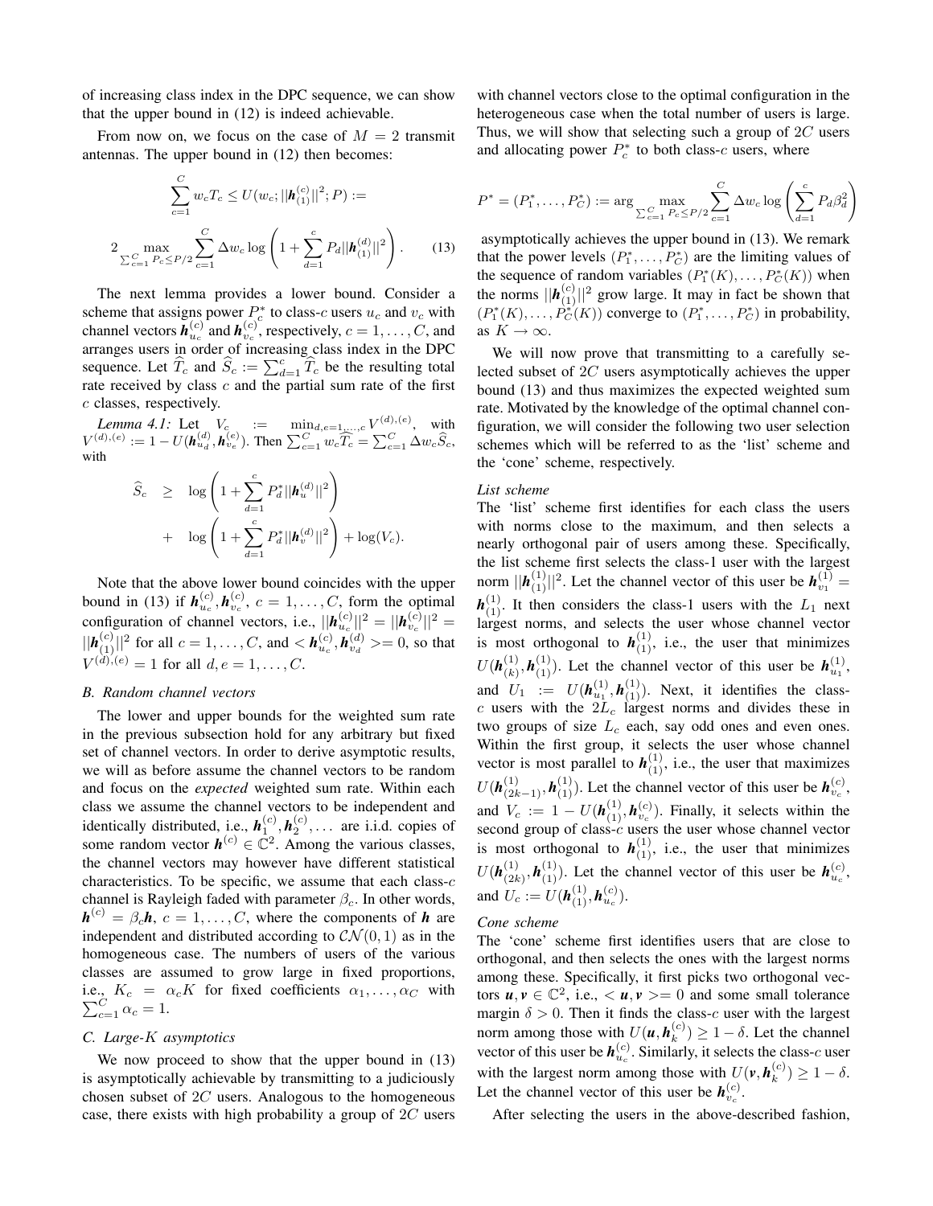of increasing class index in the DPC sequence, we can show that the upper bound in (12) is indeed achievable.

From now on, we focus on the case of $M = 2$ transmit antennas. The upper bound in (12) then becomes:

$$\sum_{c=1}^{C} w_c T_c \leq U(w_c; ||\boldsymbol{h}_{(1)}^{(c)}||^2; P) :=$$

$$2 \max_{\sum_{c=1}^{C} P_c \leq P/2} \sum_{c=1}^{C} \Delta w_c \log\left(1 + \sum_{d=1}^{c} P_d ||\boldsymbol{h}_{(1)}^{(d)}||^2\right). \qquad (13)$$

The next lemma provides a lower bound. Consider a scheme that assigns power $P_c^*$ to class-$c$ users $u_c$ and $v_c$ with channel vectors $\boldsymbol{h}_{u_c}^{(c)}$ and $\boldsymbol{h}_{v_c}^{(c)}$, respectively, $c = 1, \ldots, C$, and arranges users in order of increasing class index in the DPC sequence. Let $\widehat{T}_c$ and $\widehat{S}_c := \sum_{d=1}^{c} \widehat{T}_c$ be the resulting total rate received by class $c$ and the partial sum rate of the first $c$ classes, respectively.

*Lemma 4.1:* Let $V_c := \min_{d,e=1,\ldots,c} V^{(d),(e)}$, with $V^{(d),(e)} := 1 - U(\boldsymbol{h}_{u_d}^{(d)}, \boldsymbol{h}_{v_e}^{(e)})$. Then $\sum_{c=1}^{C} w_c \widehat{T}_c = \sum_{c=1}^{C} \Delta w_c \widehat{S}_c$, with

$$\begin{aligned}
\widehat{S}_c \quad &\geq \quad \log\left(1 + \sum_{d=1}^{c} P_d^* ||\boldsymbol{h}_u^{(d)}||^2\right) \\
&+ \quad \log\left(1 + \sum_{d=1}^{c} P_d^* ||\boldsymbol{h}_v^{(d)}||^2\right) + \log(V_c).
\end{aligned}$$

Note that the above lower bound coincides with the upper bound in (13) if $\boldsymbol{h}_{u_c}^{(c)}, \boldsymbol{h}_{v_c}^{(c)}$, $c = 1, \ldots, C$, form the optimal configuration of channel vectors, i.e., $||\boldsymbol{h}_{u_c}^{(c)}||^2 = ||\boldsymbol{h}_{v_c}^{(c)}||^2 = ||\boldsymbol{h}_{(1)}^{(c)}||^2$ for all $c = 1, \ldots, C$, and $<\boldsymbol{h}_{u_c}^{(c)}, \boldsymbol{h}_{v_d}^{(d)}> = 0$, so that $V^{(d),(e)} = 1$ for all $d, e = 1, \ldots, C$.

### *B. Random channel vectors*

The lower and upper bounds for the weighted sum rate in the previous subsection hold for any arbitrary but fixed set of channel vectors. In order to derive asymptotic results, we will as before assume the channel vectors to be random and focus on the *expected* weighted sum rate. Within each class we assume the channel vectors to be independent and identically distributed, i.e., $\boldsymbol{h}_1^{(c)}, \boldsymbol{h}_2^{(c)}, \ldots$ are i.i.d. copies of some random vector $\boldsymbol{h}^{(c)} \in \mathbb{C}^2$. Among the various classes, the channel vectors may however have different statistical characteristics. To be specific, we assume that each class-$c$ channel is Rayleigh faded with parameter $\beta_c$. In other words, $\boldsymbol{h}^{(c)} = \beta_c \boldsymbol{h}$, $c = 1, \ldots, C$, where the components of $\boldsymbol{h}$ are independent and distributed according to $\mathcal{CN}(0, 1)$ as in the homogeneous case. The numbers of users of the various classes are assumed to grow large in fixed proportions, i.e., $K_c = \alpha_c K$ for fixed coefficients $\alpha_1, \ldots, \alpha_C$ with $\sum_{c=1}^{C} \alpha_c = 1$.

### *C. Large-K asymptotics*

We now proceed to show that the upper bound in (13) is asymptotically achievable by transmitting to a judiciously chosen subset of $2C$ users. Analogous to the homogeneous case, there exists with high probability a group of $2C$ users with channel vectors close to the optimal configuration in the heterogeneous case when the total number of users is large. Thus, we will show that selecting such a group of $2C$ users and allocating power $P_c^*$ to both class-$c$ users, where

$$P^* = (P_1^*, \ldots, P_C^*) := \arg \max_{\sum_{c=1}^{C} P_c \leq P/2} \sum_{c=1}^{C} \Delta w_c \log\left(\sum_{d=1}^{c} P_d \beta_d^2\right)$$

asymptotically achieves the upper bound in (13). We remark that the power levels $(P_1^*, \ldots, P_C^*)$ are the limiting values of the sequence of random variables $(P_1^*(K), \ldots, P_C^*(K))$ when the norms $||\boldsymbol{h}_{(1)}^{(c)}||^2$ grow large. It may in fact be shown that $(P_1^*(K), \ldots, P_C^*(K))$ converge to $(P_1^*, \ldots, P_C^*)$ in probability, as $K \to \infty$.

We will now prove that transmitting to a carefully selected subset of $2C$ users asymptotically achieves the upper bound (13) and thus maximizes the expected weighted sum rate. Motivated by the knowledge of the optimal channel configuration, we will consider the following two user selection schemes which will be referred to as the 'list' scheme and the 'cone' scheme, respectively.

*List scheme*
The 'list' scheme first identifies for each class the users with norms close to the maximum, and then selects a nearly orthogonal pair of users among these. Specifically, the list scheme first selects the class-1 user with the largest norm $||\boldsymbol{h}_{(1)}^{(1)}||^2$. Let the channel vector of this user be $\boldsymbol{h}_{v_1}^{(1)} = \boldsymbol{h}_{(1)}^{(1)}$. It then considers the class-1 users with the $L_1$ next largest norms, and selects the user whose channel vector is most orthogonal to $\boldsymbol{h}_{(1)}^{(1)}$, i.e., the user that minimizes $U(\boldsymbol{h}_{(k)}^{(1)}, \boldsymbol{h}_{(1)}^{(1)})$. Let the channel vector of this user be $\boldsymbol{h}_{u_1}^{(1)}$, and $U_1 := U(\boldsymbol{h}_{u_1}^{(1)}, \boldsymbol{h}_{(1)}^{(1)})$. Next, it identifies the class-$c$ users with the $2L_c$ largest norms and divides these in two groups of size $L_c$ each, say odd ones and even ones. Within the first group, it selects the user whose channel vector is most parallel to $\boldsymbol{h}_{(1)}^{(1)}$, i.e., the user that maximizes $U(\boldsymbol{h}_{(2k-1)}^{(1)}, \boldsymbol{h}_{(1)}^{(1)})$. Let the channel vector of this user be $\boldsymbol{h}_{v_c}^{(c)}$, and $V_c := 1 - U(\boldsymbol{h}_{(1)}^{(1)}, \boldsymbol{h}_{v_c}^{(c)})$. Finally, it selects within the second group of class-$c$ users the user whose channel vector is most orthogonal to $\boldsymbol{h}_{(1)}^{(1)}$, i.e., the user that minimizes $U(\boldsymbol{h}_{(2k)}^{(1)}, \boldsymbol{h}_{(1)}^{(1)})$. Let the channel vector of this user be $\boldsymbol{h}_{u_c}^{(c)}$, and $U_c := U(\boldsymbol{h}_{(1)}^{(1)}, \boldsymbol{h}_{u_c}^{(c)})$.

*Cone scheme*
The 'cone' scheme first identifies users that are close to orthogonal, and then selects the ones with the largest norms among these. Specifically, it first picks two orthogonal vectors $\boldsymbol{u}, \boldsymbol{v} \in \mathbb{C}^2$, i.e., $<\boldsymbol{u}, \boldsymbol{v}> = 0$ and some small tolerance margin $\delta > 0$. Then it finds the class-$c$ user with the largest norm among those with $U(\boldsymbol{u}, \boldsymbol{h}_k^{(c)}) \geq 1 - \delta$. Let the channel vector of this user be $\boldsymbol{h}_{u_c}^{(c)}$. Similarly, it selects the class-$c$ user with the largest norm among those with $U(\boldsymbol{v}, \boldsymbol{h}_k^{(c)}) \geq 1 - \delta$. Let the channel vector of this user be $\boldsymbol{h}_{v_c}^{(c)}$.

After selecting the users in the above-described fashion,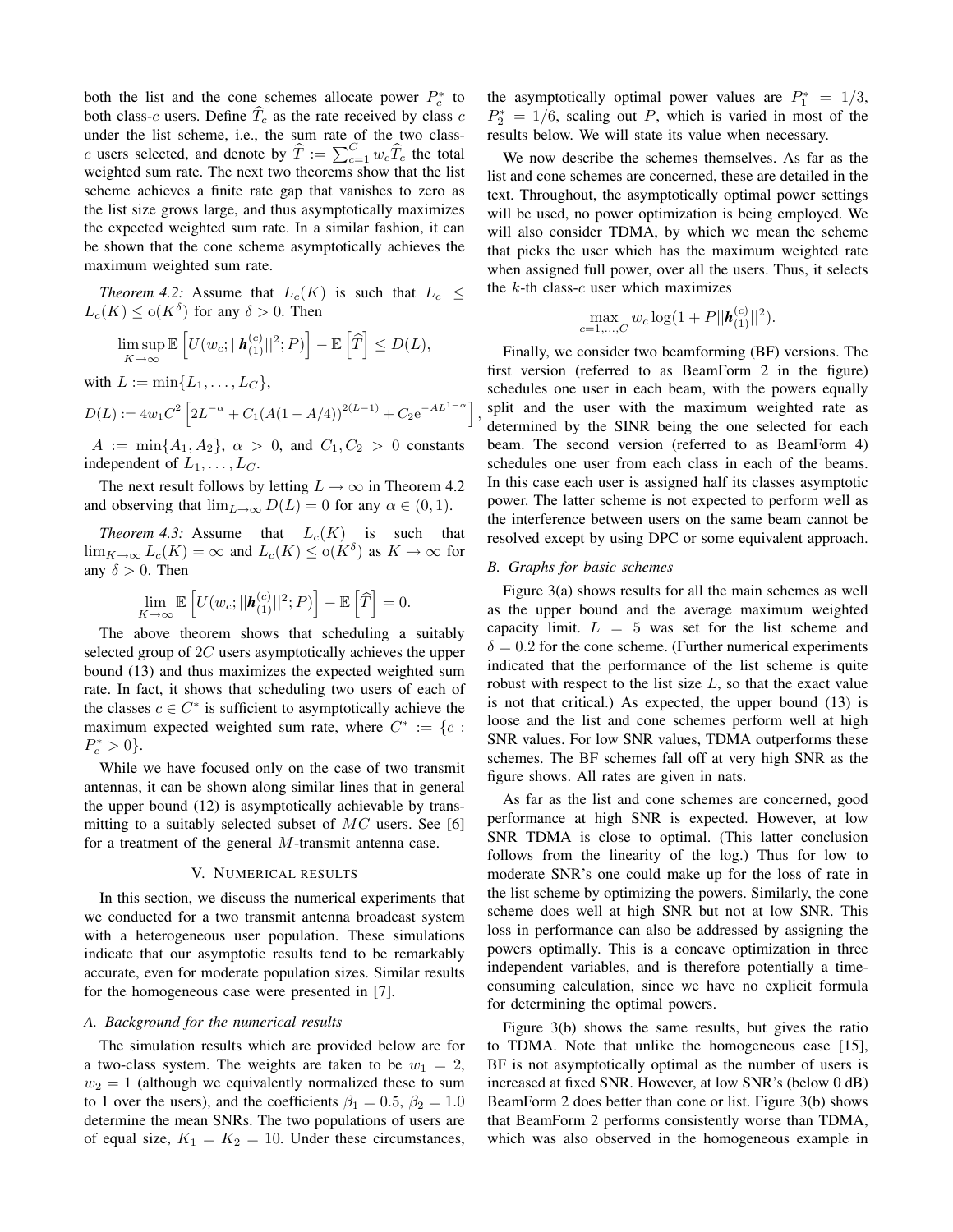both the list and the cone schemes allocate power $P_c^*$ to both class-$c$ users. Define $\widehat{T}_c$ as the rate received by class $c$ under the list scheme, i.e., the sum rate of the two class-$c$ users selected, and denote by $\widehat{T} := \sum_{c=1}^{C} w_c \widehat{T}_c$ the total weighted sum rate. The next two theorems show that the list scheme achieves a finite rate gap that vanishes to zero as the list size grows large, and thus asymptotically maximizes the expected weighted sum rate. In a similar fashion, it can be shown that the cone scheme asymptotically achieves the maximum weighted sum rate.

*Theorem 4.2:* Assume that $L_c(K)$ is such that $L_c \leq L_c(K) \leq \mathrm{o}(K^{\delta})$ for any $\delta > 0$. Then

$$\limsup_{K\to\infty} \mathbb{E}\left[U(w_c; ||\boldsymbol{h}_{(1)}^{(c)}||^2; P)\right] - \mathbb{E}\left[\widehat{T}\right] \leq D(L),$$

with $L := \min\{L_1, \ldots, L_C\}$,

$$D(L) := 4w_1 C^2 \left[2L^{-\alpha} + C_1(A(1 - A/4))^{2(L-1)} + C_2 \mathrm{e}^{-AL^{1-\alpha}}\right],$$

$A := \min\{A_1, A_2\}$, $\alpha > 0$, and $C_1, C_2 > 0$ constants independent of $L_1, \ldots, L_C$.

The next result follows by letting $L \to \infty$ in Theorem 4.2 and observing that $\lim_{L\to\infty} D(L) = 0$ for any $\alpha \in (0, 1)$.

*Theorem 4.3:* Assume that $L_c(K)$ is such that $\lim_{K\to\infty} L_c(K) = \infty$ and $L_c(K) \leq \mathrm{o}(K^{\delta})$ as $K \to \infty$ for any $\delta > 0$. Then

$$\lim_{K\to\infty} \mathbb{E}\left[U(w_c; ||\boldsymbol{h}_{(1)}^{(c)}||^2; P)\right] - \mathbb{E}\left[\widehat{T}\right] = 0.$$

The above theorem shows that scheduling a suitably selected group of $2C$ users asymptotically achieves the upper bound (13) and thus maximizes the expected weighted sum rate. In fact, it shows that scheduling two users of each of the classes $c \in C^*$ is sufficient to asymptotically achieve the maximum expected weighted sum rate, where $C^* := \{c : P_c^* > 0\}$.

While we have focused only on the case of two transmit antennas, it can be shown along similar lines that in general the upper bound (12) is asymptotically achievable by transmitting to a suitably selected subset of $MC$ users. See [6] for a treatment of the general $M$-transmit antenna case.

## V. Numerical results

In this section, we discuss the numerical experiments that we conducted for a two transmit antenna broadcast system with a heterogeneous user population. These simulations indicate that our asymptotic results tend to be remarkably accurate, even for moderate population sizes. Similar results for the homogeneous case were presented in [7].

### A. Background for the numerical results

The simulation results which are provided below are for a two-class system. The weights are taken to be $w_1 = 2$, $w_2 = 1$ (although we equivalently normalized these to sum to 1 over the users), and the coefficients $\beta_1 = 0.5$, $\beta_2 = 1.0$ determine the mean SNRs. The two populations of users are of equal size, $K_1 = K_2 = 10$. Under these circumstances, the asymptotically optimal power values are $P_1^* = 1/3$, $P_2^* = 1/6$, scaling out $P$, which is varied in most of the results below. We will state its value when necessary.

We now describe the schemes themselves. As far as the list and cone schemes are concerned, these are detailed in the text. Throughout, the asymptotically optimal power settings will be used, no power optimization is being employed. We will also consider TDMA, by which we mean the scheme that picks the user which has the maximum weighted rate when assigned full power, over all the users. Thus, it selects the $k$-th class-$c$ user which maximizes

$$\max_{c=1,\ldots,C} w_c \log(1 + P||\boldsymbol{h}_{(1)}^{(c)}||^2).$$

Finally, we consider two beamforming (BF) versions. The first version (referred to as BeamForm 2 in the figure) schedules one user in each beam, with the powers equally split and the user with the maximum weighted rate as determined by the SINR being the one selected for each beam. The second version (referred to as BeamForm 4) schedules one user from each class in each of the beams. In this case each user is assigned half its classes asymptotic power. The latter scheme is not expected to perform well as the interference between users on the same beam cannot be resolved except by using DPC or some equivalent approach.

### B. Graphs for basic schemes

Figure 3(a) shows results for all the main schemes as well as the upper bound and the average maximum weighted capacity limit. $L = 5$ was set for the list scheme and $\delta = 0.2$ for the cone scheme. (Further numerical experiments indicated that the performance of the list scheme is quite robust with respect to the list size $L$, so that the exact value is not that critical.) As expected, the upper bound (13) is loose and the list and cone schemes perform well at high SNR values. For low SNR values, TDMA outperforms these schemes. The BF schemes fall off at very high SNR as the figure shows. All rates are given in nats.

As far as the list and cone schemes are concerned, good performance at high SNR is expected. However, at low SNR TDMA is close to optimal. (This latter conclusion follows from the linearity of the log.) Thus for low to moderate SNR's one could make up for the loss of rate in the list scheme by optimizing the powers. Similarly, the cone scheme does well at high SNR but not at low SNR. This loss in performance can also be addressed by assigning the powers optimally. This is a concave optimization in three independent variables, and is therefore potentially a time-consuming calculation, since we have no explicit formula for determining the optimal powers.

Figure 3(b) shows the same results, but gives the ratio to TDMA. Note that unlike the homogeneous case [15], BF is not asymptotically optimal as the number of users is increased at fixed SNR. However, at low SNR's (below 0 dB) BeamForm 2 does better than cone or list. Figure 3(b) shows that BeamForm 2 performs consistently worse than TDMA, which was also observed in the homogeneous example in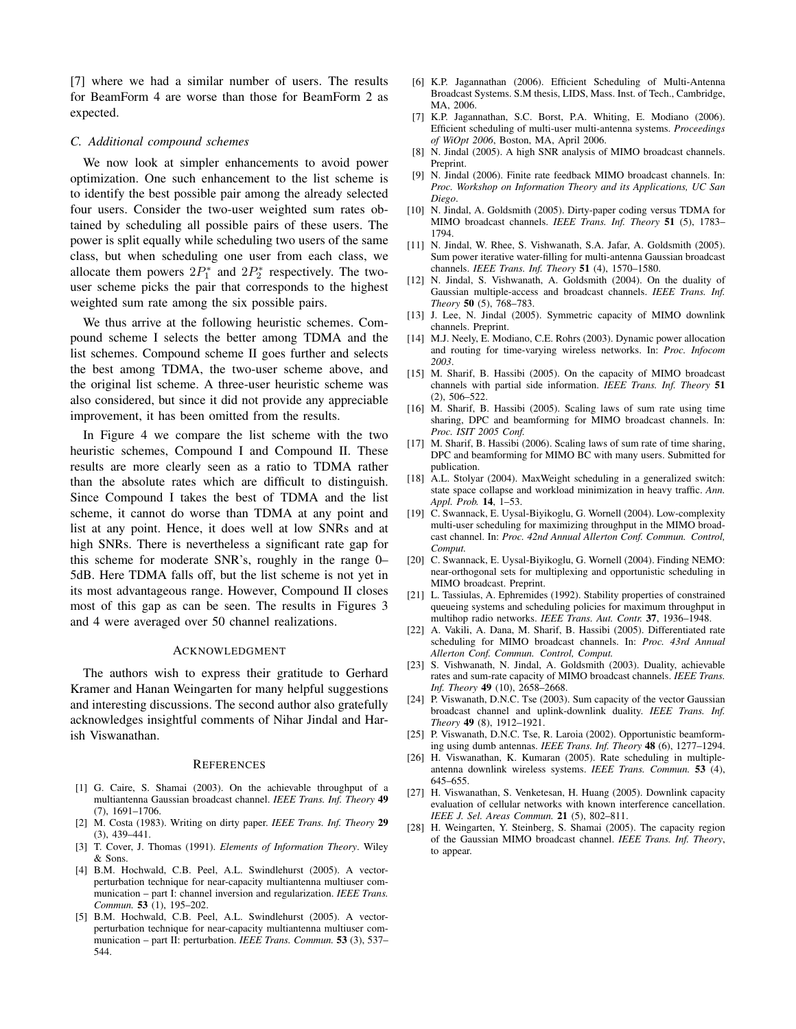[7] where we had a similar number of users. The results for BeamForm 4 are worse than those for BeamForm 2 as expected.

### C. Additional compound schemes

We now look at simpler enhancements to avoid power optimization. One such enhancement to the list scheme is to identify the best possible pair among the already selected four users. Consider the two-user weighted sum rates obtained by scheduling all possible pairs of these users. The power is split equally while scheduling two users of the same class, but when scheduling one user from each class, we allocate them powers $2P_1^*$ and $2P_2^*$ respectively. The two-user scheme picks the pair that corresponds to the highest weighted sum rate among the six possible pairs.

We thus arrive at the following heuristic schemes. Compound scheme I selects the better among TDMA and the list schemes. Compound scheme II goes further and selects the best among TDMA, the two-user scheme above, and the original list scheme. A three-user heuristic scheme was also considered, but since it did not provide any appreciable improvement, it has been omitted from the results.

In Figure 4 we compare the list scheme with the two heuristic schemes, Compound I and Compound II. These results are more clearly seen as a ratio to TDMA rather than the absolute rates which are difficult to distinguish. Since Compound I takes the best of TDMA and the list scheme, it cannot do worse than TDMA at any point and list at any point. Hence, it does well at low SNRs and at high SNRs. There is nevertheless a significant rate gap for this scheme for moderate SNR's, roughly in the range 0–5dB. Here TDMA falls off, but the list scheme is not yet in its most advantageous range. However, Compound II closes most of this gap as can be seen. The results in Figures 3 and 4 were averaged over 50 channel realizations.

## Acknowledgment

The authors wish to express their gratitude to Gerhard Kramer and Hanan Weingarten for many helpful suggestions and interesting discussions. The second author also gratefully acknowledges insightful comments of Nihar Jindal and Harish Viswanathan.

## References

[1] G. Caire, S. Shamai (2003). On the achievable throughput of a multiantenna Gaussian broadcast channel. *IEEE Trans. Inf. Theory* **49** (7), 1691–1706.

[2] M. Costa (1983). Writing on dirty paper. *IEEE Trans. Inf. Theory* **29** (3), 439–441.

[3] T. Cover, J. Thomas (1991). *Elements of Information Theory*. Wiley & Sons.

[4] B.M. Hochwald, C.B. Peel, A.L. Swindlehurst (2005). A vector-perturbation technique for near-capacity multiantenna multiuser communication – part I: channel inversion and regularization. *IEEE Trans. Commun.* **53** (1), 195–202.

[5] B.M. Hochwald, C.B. Peel, A.L. Swindlehurst (2005). A vector-perturbation technique for near-capacity multiantenna multiuser communication – part II: perturbation. *IEEE Trans. Commun.* **53** (3), 537–544.

[6] K.P. Jagannathan (2006). Efficient Scheduling of Multi-Antenna Broadcast Systems. S.M thesis, LIDS, Mass. Inst. of Tech., Cambridge, MA, 2006.

[7] K.P. Jagannathan, S.C. Borst, P.A. Whiting, E. Modiano (2006). Efficient scheduling of multi-user multi-antenna systems. *Proceedings of WiOpt 2006*, Boston, MA, April 2006.

[8] N. Jindal (2005). A high SNR analysis of MIMO broadcast channels. Preprint.

[9] N. Jindal (2006). Finite rate feedback MIMO broadcast channels. In: *Proc. Workshop on Information Theory and its Applications, UC San Diego*.

[10] N. Jindal, A. Goldsmith (2005). Dirty-paper coding versus TDMA for MIMO broadcast channels. *IEEE Trans. Inf. Theory* **51** (5), 1783–1794.

[11] N. Jindal, W. Rhee, S. Vishwanath, S.A. Jafar, A. Goldsmith (2005). Sum power iterative water-filling for multi-antenna Gaussian broadcast channels. *IEEE Trans. Inf. Theory* **51** (4), 1570–1580.

[12] N. Jindal, S. Vishwanath, A. Goldsmith (2004). On the duality of Gaussian multiple-access and broadcast channels. *IEEE Trans. Inf. Theory* **50** (5), 768–783.

[13] J. Lee, N. Jindal (2005). Symmetric capacity of MIMO downlink channels. Preprint.

[14] M.J. Neely, E. Modiano, C.E. Rohrs (2003). Dynamic power allocation and routing for time-varying wireless networks. In: *Proc. Infocom 2003*.

[15] M. Sharif, B. Hassibi (2005). On the capacity of MIMO broadcast channels with partial side information. *IEEE Trans. Inf. Theory* **51** (2), 506–522.

[16] M. Sharif, B. Hassibi (2005). Scaling laws of sum rate using time sharing, DPC and beamforming for MIMO broadcast channels. In: *Proc. ISIT 2005 Conf.*

[17] M. Sharif, B. Hassibi (2006). Scaling laws of sum rate of time sharing, DPC and beamforming for MIMO BC with many users. Submitted for publication.

[18] A.L. Stolyar (2004). MaxWeight scheduling in a generalized switch: state space collapse and workload minimization in heavy traffic. *Ann. Appl. Prob.* **14**, 1–53.

[19] C. Swannack, E. Uysal-Biyikoglu, G. Wornell (2004). Low-complexity multi-user scheduling for maximizing throughput in the MIMO broadcast channel. In: *Proc. 42nd Annual Allerton Conf. Commun. Control, Comput.*

[20] C. Swannack, E. Uysal-Biyikoglu, G. Wornell (2004). Finding NEMO: near-orthogonal sets for multiplexing and opportunistic scheduling in MIMO broadcast. Preprint.

[21] L. Tassiulas, A. Ephremides (1992). Stability properties of constrained queueing systems and scheduling policies for maximum throughput in multihop radio networks. *IEEE Trans. Aut. Contr.* **37**, 1936–1948.

[22] A. Vakili, A. Dana, M. Sharif, B. Hassibi (2005). Differentiated rate scheduling for MIMO broadcast channels. In: *Proc. 43rd Annual Allerton Conf. Commun. Control, Comput.*

[23] S. Vishwanath, N. Jindal, A. Goldsmith (2003). Duality, achievable rates and sum-rate capacity of MIMO broadcast channels. *IEEE Trans. Inf. Theory* **49** (10), 2658–2668.

[24] P. Viswanath, D.N.C. Tse (2003). Sum capacity of the vector Gaussian broadcast channel and uplink-downlink duality. *IEEE Trans. Inf. Theory* **49** (8), 1912–1921.

[25] P. Viswanath, D.N.C. Tse, R. Laroia (2002). Opportunistic beamforming using dumb antennas. *IEEE Trans. Inf. Theory* **48** (6), 1277–1294.

[26] H. Viswanathan, K. Kumaran (2005). Rate scheduling in multiple-antenna downlink wireless systems. *IEEE Trans. Commun.* **53** (4), 645–655.

[27] H. Viswanathan, S. Venketesan, H. Huang (2005). Downlink capacity evaluation of cellular networks with known interference cancellation. *IEEE J. Sel. Areas Commun.* **21** (5), 802–811.

[28] H. Weingarten, Y. Steinberg, S. Shamai (2005). The capacity region of the Gaussian MIMO broadcast channel. *IEEE Trans. Inf. Theory*, to appear.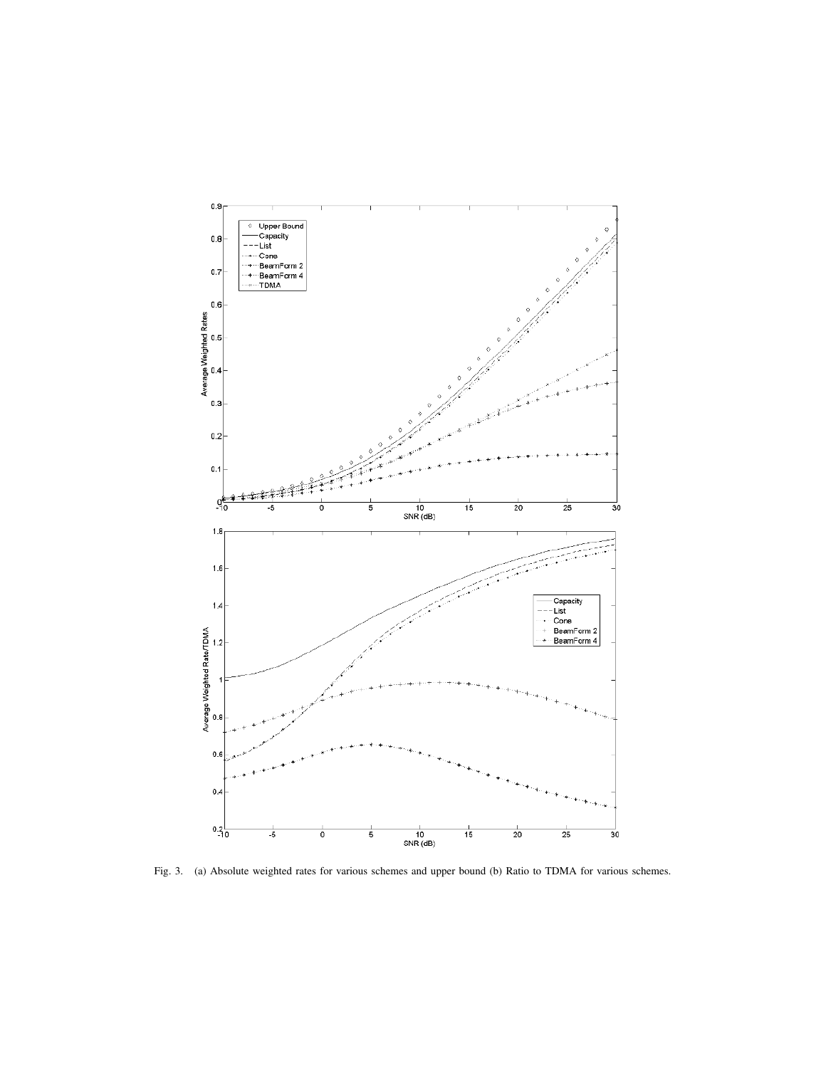Fig. 3. (a) Absolute weighted rates for various schemes and upper bound (b) Ratio to TDMA for various schemes.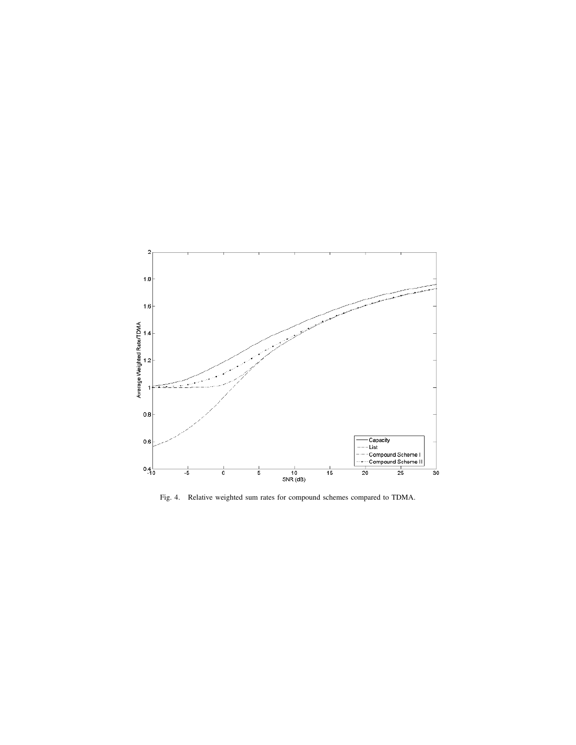Average Weighted Rate/TDMA

SNR (dB)

2
1.8
1.6
1.4
1.2
1
0.8
0.6
0.4

-10
-5
0
5
10
15
20
25
30

Capacity
List
Compound Scheme I
Compound Scheme II

Fig. 4. Relative weighted sum rates for compound schemes compared to TDMA.